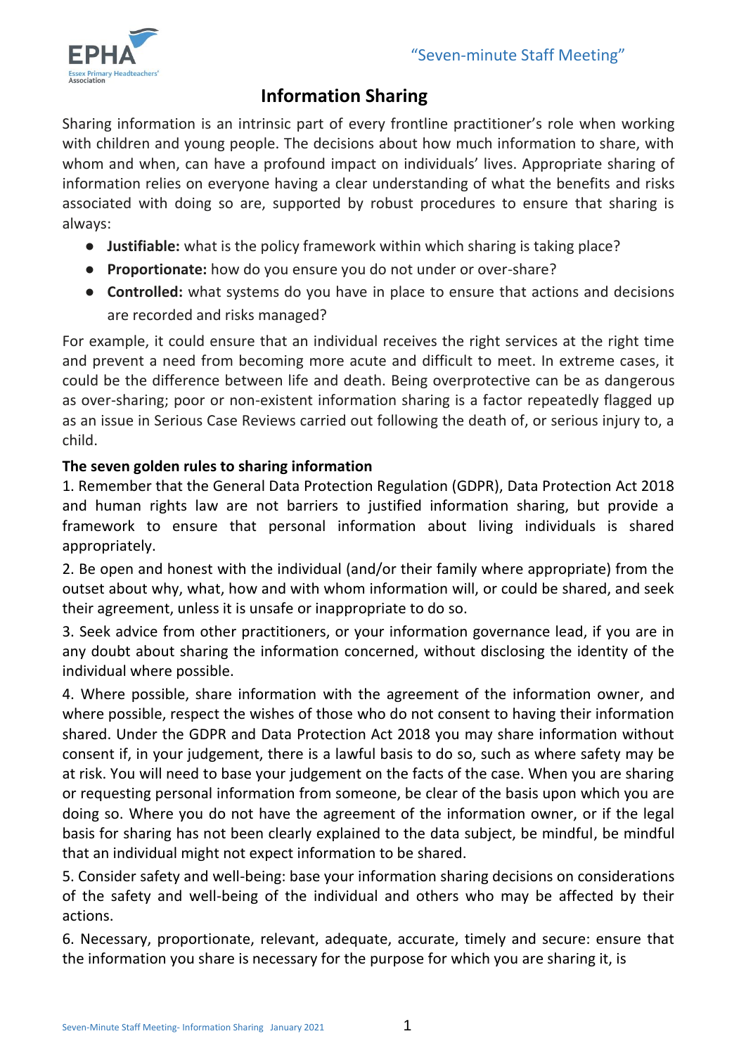"Seven-minute Staff Meeting"

# Information Sharing

Sharing information is an intrinsic part of every frontline practitioner's role when working with children and young people. The decisions about how much information to share, with whom and when, can have a profound impact on individuals' lives. Appropriate sharing of information relies on everyone having a clear understanding of what the benefits and risks associated with doing so are, supported by robust procedures to ensure that sharing is always:

- **Justifiable:** what is the policy framework within which sharing is taking place?
- **Proportionate:** how do you ensure you do not under or over-share?
- **Controlled:** what systems do you have in place to ensure that actions and decisions are recorded and risks managed?

For example, it could ensure that an individual receives the right services at the right time and prevent a need from becoming more acute and difficult to meet. In extreme cases, it could be the difference between life and death. Being overprotective can be as dangerous as over-sharing; poor or non-existent information sharing is a factor repeatedly flagged up as an issue in Serious Case Reviews carried out following the death of, or serious injury to, a child.

**The seven golden rules to sharing information**

1. Remember that the General Data Protection Regulation (GDPR), Data Protection Act 2018 and human rights law are not barriers to justified information sharing, but provide a framework to ensure that personal information about living individuals is shared appropriately.

2. Be open and honest with the individual (and/or their family where appropriate) from the outset about why, what, how and with whom information will, or could be shared, and seek their agreement, unless it is unsafe or inappropriate to do so.

3. Seek advice from other practitioners, or your information governance lead, if you are in any doubt about sharing the information concerned, without disclosing the identity of the individual where possible.

4. Where possible, share information with the agreement of the information owner, and where possible, respect the wishes of those who do not consent to having their information shared. Under the GDPR and Data Protection Act 2018 you may share information without consent if, in your judgement, there is a lawful basis to do so, such as where safety may be at risk. You will need to base your judgement on the facts of the case. When you are sharing or requesting personal information from someone, be clear of the basis upon which you are doing so. Where you do not have the agreement of the information owner, or if the legal basis for sharing has not been clearly explained to the data subject, be mindful, be mindful that an individual might not expect information to be shared.

5. Consider safety and well-being: base your information sharing decisions on considerations of the safety and well-being of the individual and others who may be affected by their actions.

6. Necessary, proportionate, relevant, adequate, accurate, timely and secure: ensure that the information you share is necessary for the purpose for which you are sharing it, is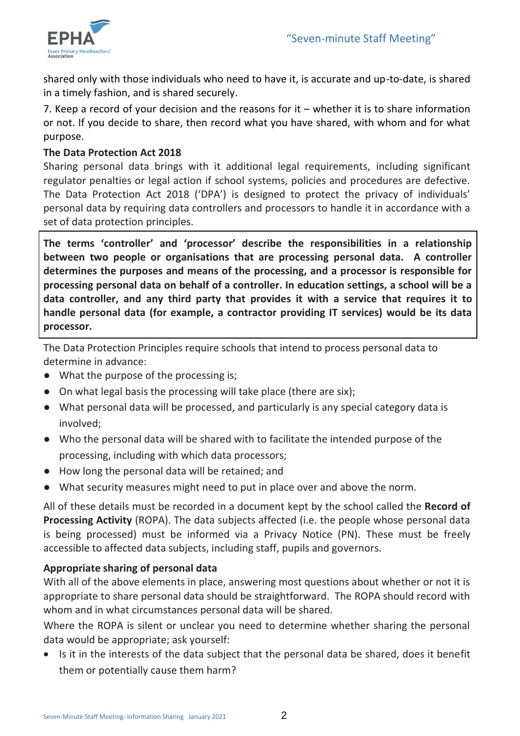shared only with those individuals who need to have it, is accurate and up-to-date, is shared in a timely fashion, and is shared securely.

7. Keep a record of your decision and the reasons for it – whether it is to share information or not. If you decide to share, then record what you have shared, with whom and for what purpose.

**The Data Protection Act 2018**

Sharing personal data brings with it additional legal requirements, including significant regulator penalties or legal action if school systems, policies and procedures are defective. The Data Protection Act 2018 ('DPA') is designed to protect the privacy of individuals' personal data by requiring data controllers and processors to handle it in accordance with a set of data protection principles.

> **The terms 'controller' and 'processor' describe the responsibilities in a relationship between two people or organisations that are processing personal data. A controller determines the purposes and means of the processing, and a processor is responsible for processing personal data on behalf of a controller. In education settings, a school will be a data controller, and any third party that provides it with a service that requires it to handle personal data (for example, a contractor providing IT services) would be its data processor.**

The Data Protection Principles require schools that intend to process personal data to determine in advance:

- What the purpose of the processing is;
- On what legal basis the processing will take place (there are six);
- What personal data will be processed, and particularly is any special category data is involved;
- Who the personal data will be shared with to facilitate the intended purpose of the processing, including with which data processors;
- How long the personal data will be retained; and
- What security measures might need to put in place over and above the norm.

All of these details must be recorded in a document kept by the school called the **Record of Processing Activity** (ROPA). The data subjects affected (i.e. the people whose personal data is being processed) must be informed via a Privacy Notice (PN). These must be freely accessible to affected data subjects, including staff, pupils and governors.

**Appropriate sharing of personal data**

With all of the above elements in place, answering most questions about whether or not it is appropriate to share personal data should be straightforward. The ROPA should record with whom and in what circumstances personal data will be shared.

Where the ROPA is silent or unclear you need to determine whether sharing the personal data would be appropriate; ask yourself:

- Is it in the interests of the data subject that the personal data be shared, does it benefit them or potentially cause them harm?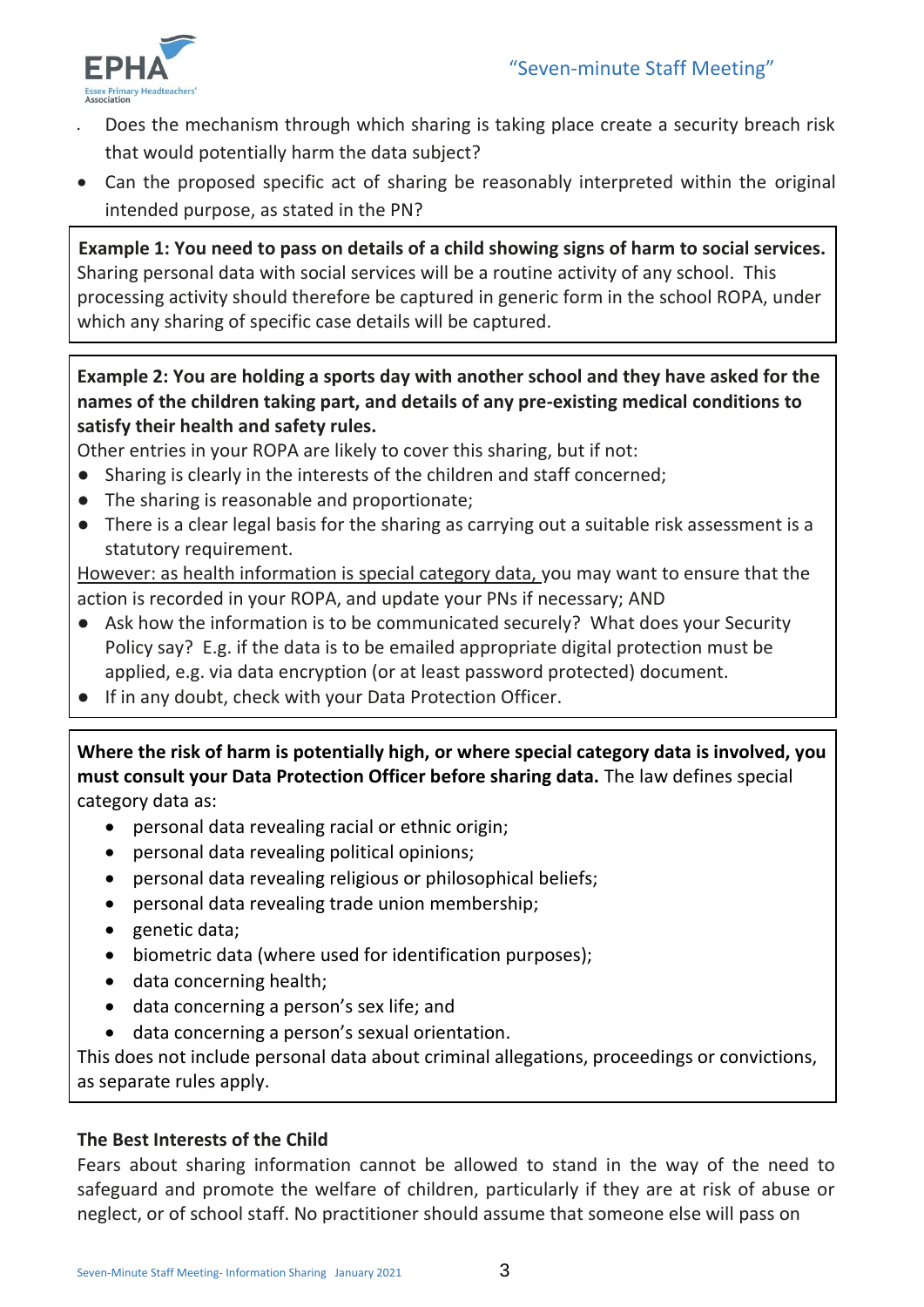- Does the mechanism through which sharing is taking place create a security breach risk that would potentially harm the data subject?
- Can the proposed specific act of sharing be reasonably interpreted within the original intended purpose, as stated in the PN?

**Example 1: You need to pass on details of a child showing signs of harm to social services.** Sharing personal data with social services will be a routine activity of any school. This processing activity should therefore be captured in generic form in the school ROPA, under which any sharing of specific case details will be captured.

**Example 2: You are holding a sports day with another school and they have asked for the names of the children taking part, and details of any pre-existing medical conditions to satisfy their health and safety rules.**

Other entries in your ROPA are likely to cover this sharing, but if not:

- Sharing is clearly in the interests of the children and staff concerned;
- The sharing is reasonable and proportionate;
- There is a clear legal basis for the sharing as carrying out a suitable risk assessment is a statutory requirement.

However: as health information is special category data, you may want to ensure that the action is recorded in your ROPA, and update your PNs if necessary; AND

- Ask how the information is to be communicated securely? What does your Security Policy say? E.g. if the data is to be emailed appropriate digital protection must be applied, e.g. via data encryption (or at least password protected) document.
- If in any doubt, check with your Data Protection Officer.

**Where the risk of harm is potentially high, or where special category data is involved, you must consult your Data Protection Officer before sharing data.** The law defines special category data as:

- personal data revealing racial or ethnic origin;
- personal data revealing political opinions;
- personal data revealing religious or philosophical beliefs;
- personal data revealing trade union membership;
- genetic data;
- biometric data (where used for identification purposes);
- data concerning health;
- data concerning a person's sex life; and
- data concerning a person's sexual orientation.

This does not include personal data about criminal allegations, proceedings or convictions, as separate rules apply.

**The Best Interests of the Child**

Fears about sharing information cannot be allowed to stand in the way of the need to safeguard and promote the welfare of children, particularly if they are at risk of abuse or neglect, or of school staff. No practitioner should assume that someone else will pass on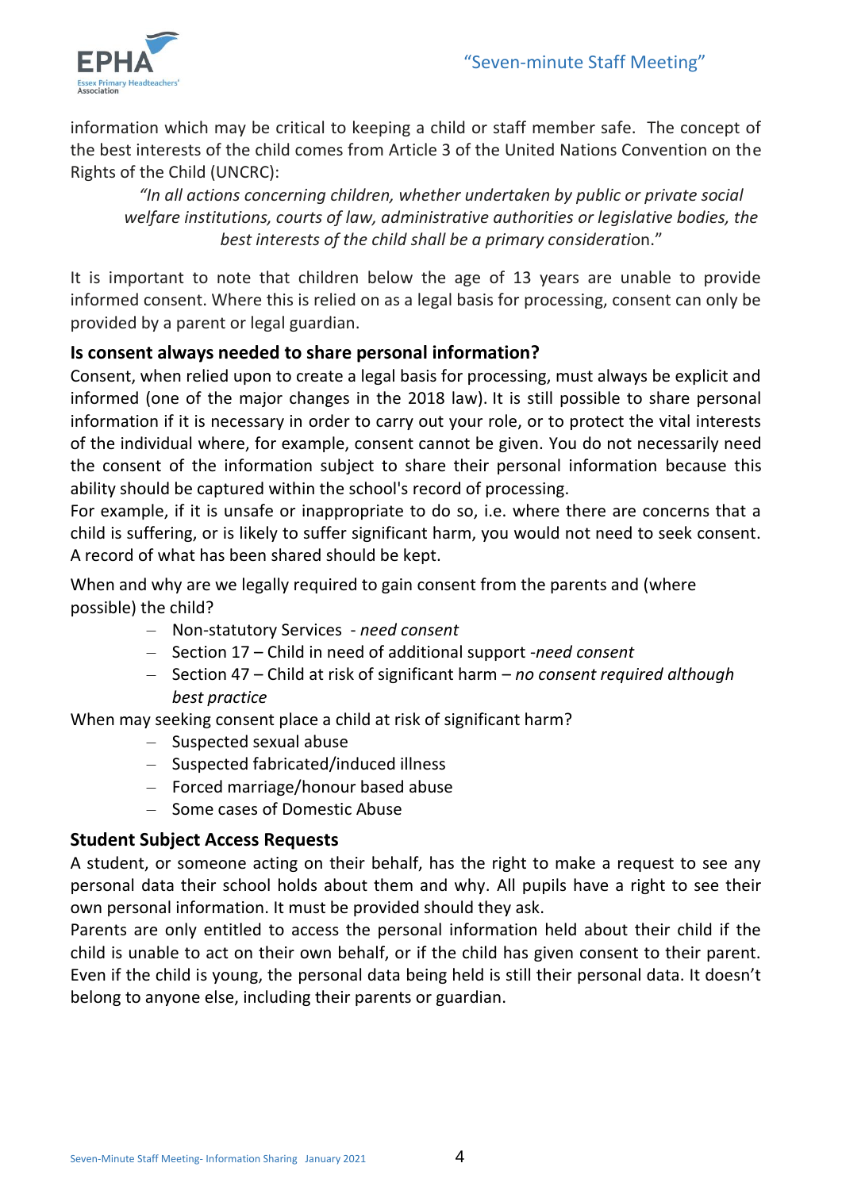information which may be critical to keeping a child or staff member safe. The concept of the best interests of the child comes from Article 3 of the United Nations Convention on the Rights of the Child (UNCRC):

> *"In all actions concerning children, whether undertaken by public or private social welfare institutions, courts of law, administrative authorities or legislative bodies, the best interests of the child shall be a primary consideration."*

It is important to note that children below the age of 13 years are unable to provide informed consent. Where this is relied on as a legal basis for processing, consent can only be provided by a parent or legal guardian.

### Is consent always needed to share personal information?

Consent, when relied upon to create a legal basis for processing, must always be explicit and informed (one of the major changes in the 2018 law). It is still possible to share personal information if it is necessary in order to carry out your role, or to protect the vital interests of the individual where, for example, consent cannot be given. You do not necessarily need the consent of the information subject to share their personal information because this ability should be captured within the school's record of processing.

For example, if it is unsafe or inappropriate to do so, i.e. where there are concerns that a child is suffering, or is likely to suffer significant harm, you would not need to seek consent. A record of what has been shared should be kept.

When and why are we legally required to gain consent from the parents and (where possible) the child?

- Non-statutory Services - *need consent*
- Section 17 – Child in need of additional support -*need consent*
- Section 47 – Child at risk of significant harm – *no consent required although best practice*

When may seeking consent place a child at risk of significant harm?

- Suspected sexual abuse
- Suspected fabricated/induced illness
- Forced marriage/honour based abuse
- Some cases of Domestic Abuse

### Student Subject Access Requests

A student, or someone acting on their behalf, has the right to make a request to see any personal data their school holds about them and why. All pupils have a right to see their own personal information. It must be provided should they ask.

Parents are only entitled to access the personal information held about their child if the child is unable to act on their own behalf, or if the child has given consent to their parent. Even if the child is young, the personal data being held is still their personal data. It doesn't belong to anyone else, including their parents or guardian.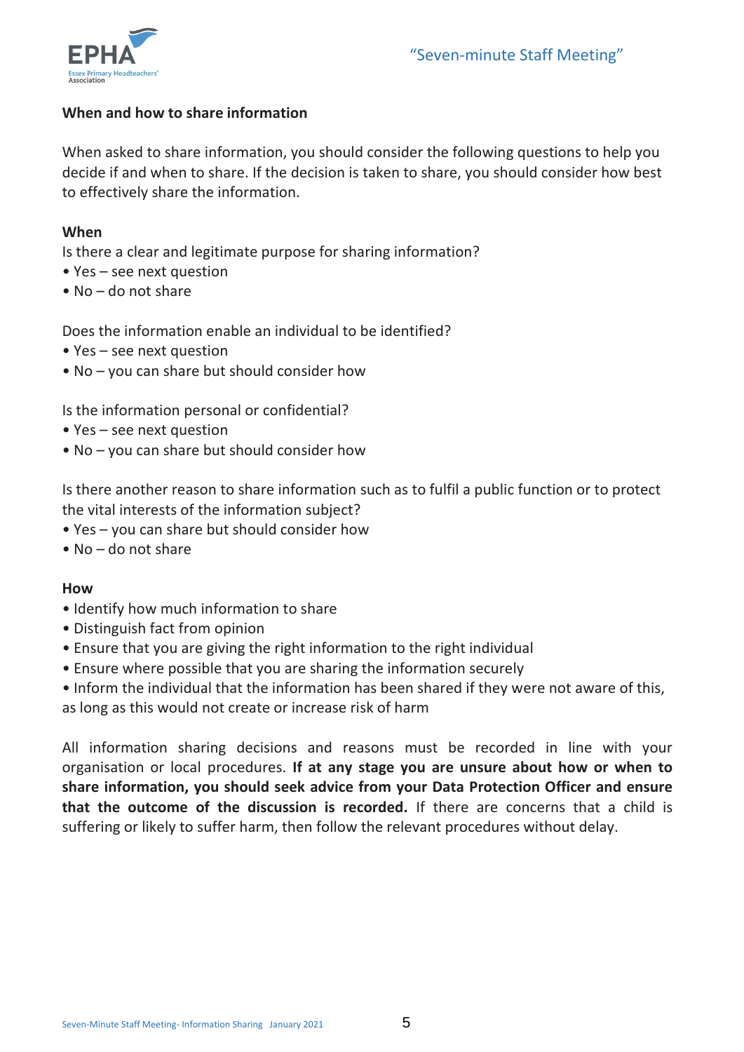## When and how to share information

When asked to share information, you should consider the following questions to help you decide if and when to share. If the decision is taken to share, you should consider how best to effectively share the information.

### When

Is there a clear and legitimate purpose for sharing information?

- Yes – see next question
- No – do not share

Does the information enable an individual to be identified?

- Yes – see next question
- No – you can share but should consider how

Is the information personal or confidential?

- Yes – see next question
- No – you can share but should consider how

Is there another reason to share information such as to fulfil a public function or to protect the vital interests of the information subject?

- Yes – you can share but should consider how
- No – do not share

### How

- Identify how much information to share
- Distinguish fact from opinion
- Ensure that you are giving the right information to the right individual
- Ensure where possible that you are sharing the information securely
- Inform the individual that the information has been shared if they were not aware of this, as long as this would not create or increase risk of harm

All information sharing decisions and reasons must be recorded in line with your organisation or local procedures. **If at any stage you are unsure about how or when to share information, you should seek advice from your Data Protection Officer and ensure that the outcome of the discussion is recorded.** If there are concerns that a child is suffering or likely to suffer harm, then follow the relevant procedures without delay.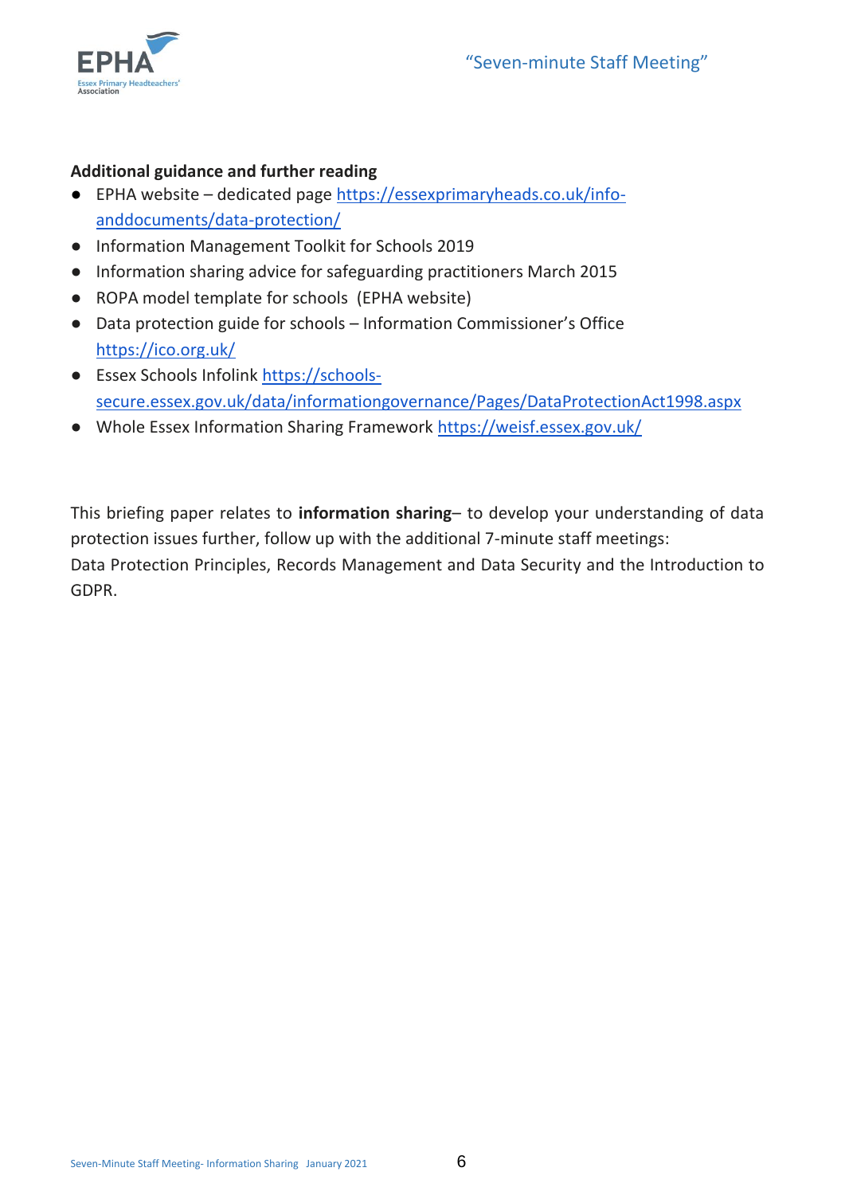**Additional guidance and further reading**

- EPHA website – dedicated page https://essexprimaryheads.co.uk/info-anddocuments/data-protection/
- Information Management Toolkit for Schools 2019
- Information sharing advice for safeguarding practitioners March 2015
- ROPA model template for schools (EPHA website)
- Data protection guide for schools – Information Commissioner's Office https://ico.org.uk/
- Essex Schools Infolink https://schools-secure.essex.gov.uk/data/informationgovernance/Pages/DataProtectionAct1998.aspx
- Whole Essex Information Sharing Framework https://weisf.essex.gov.uk/

This briefing paper relates to **information sharing**– to develop your understanding of data protection issues further, follow up with the additional 7-minute staff meetings:
Data Protection Principles, Records Management and Data Security and the Introduction to GDPR.